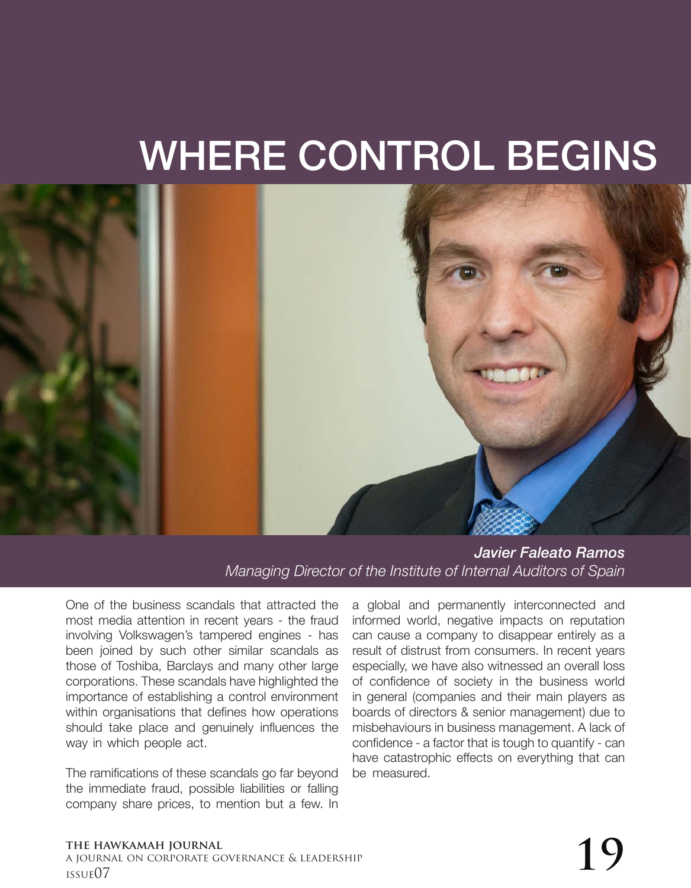# WHERE CONTROL BEGINS

***Javier Faleato Ramos***
*Managing Director of the Institute of Internal Auditors of Spain*

One of the business scandals that attracted the most media attention in recent years - the fraud involving Volkswagen's tampered engines - has been joined by such other similar scandals as those of Toshiba, Barclays and many other large corporations. These scandals have highlighted the importance of establishing a control environment within organisations that defines how operations should take place and genuinely influences the way in which people act.

The ramifications of these scandals go far beyond the immediate fraud, possible liabilities or falling company share prices, to mention but a few. In a global and permanently interconnected and informed world, negative impacts on reputation can cause a company to disappear entirely as a result of distrust from consumers. In recent years especially, we have also witnessed an overall loss of confidence of society in the business world in general (companies and their main players as boards of directors & senior management) due to misbehaviours in business management. A lack of confidence - a factor that is tough to quantify - can have catastrophic effects on everything that can be measured.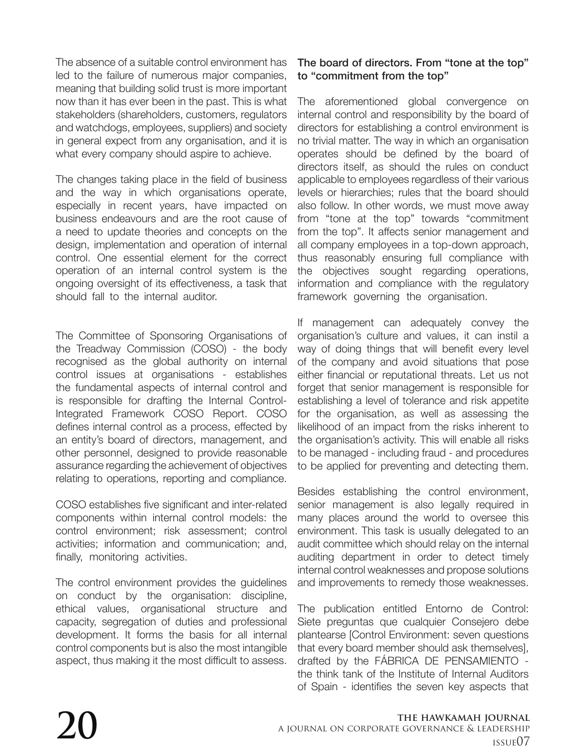The absence of a suitable control environment has led to the failure of numerous major companies, meaning that building solid trust is more important now than it has ever been in the past. This is what stakeholders (shareholders, customers, regulators and watchdogs, employees, suppliers) and society in general expect from any organisation, and it is what every company should aspire to achieve.

The changes taking place in the field of business and the way in which organisations operate, especially in recent years, have impacted on business endeavours and are the root cause of a need to update theories and concepts on the design, implementation and operation of internal control. One essential element for the correct operation of an internal control system is the ongoing oversight of its effectiveness, a task that should fall to the internal auditor.

The Committee of Sponsoring Organisations of the Treadway Commission (COSO) - the body recognised as the global authority on internal control issues at organisations - establishes the fundamental aspects of internal control and is responsible for drafting the Internal Control-Integrated Framework COSO Report. COSO defines internal control as a process, effected by an entity's board of directors, management, and other personnel, designed to provide reasonable assurance regarding the achievement of objectives relating to operations, reporting and compliance.

COSO establishes five significant and inter-related components within internal control models: the control environment; risk assessment; control activities; information and communication; and, finally, monitoring activities.

The control environment provides the guidelines on conduct by the organisation: discipline, ethical values, organisational structure and capacity, segregation of duties and professional development. It forms the basis for all internal control components but is also the most intangible aspect, thus making it the most difficult to assess.

**The board of directors. From "tone at the top" to "commitment from the top"**

The aforementioned global convergence on internal control and responsibility by the board of directors for establishing a control environment is no trivial matter. The way in which an organisation operates should be defined by the board of directors itself, as should the rules on conduct applicable to employees regardless of their various levels or hierarchies; rules that the board should also follow. In other words, we must move away from "tone at the top" towards "commitment from the top". It affects senior management and all company employees in a top-down approach, thus reasonably ensuring full compliance with the objectives sought regarding operations, information and compliance with the regulatory framework governing the organisation.

If management can adequately convey the organisation's culture and values, it can instil a way of doing things that will benefit every level of the company and avoid situations that pose either financial or reputational threats. Let us not forget that senior management is responsible for establishing a level of tolerance and risk appetite for the organisation, as well as assessing the likelihood of an impact from the risks inherent to the organisation's activity. This will enable all risks to be managed - including fraud - and procedures to be applied for preventing and detecting them.

Besides establishing the control environment, senior management is also legally required in many places around the world to oversee this environment. This task is usually delegated to an audit committee which should relay on the internal auditing department in order to detect timely internal control weaknesses and propose solutions and improvements to remedy those weaknesses.

The publication entitled Entorno de Control: Siete preguntas que cualquier Consejero debe plantearse [Control Environment: seven questions that every board member should ask themselves], drafted by the FÁBRICA DE PENSAMIENTO - the think tank of the Institute of Internal Auditors of Spain - identifies the seven key aspects that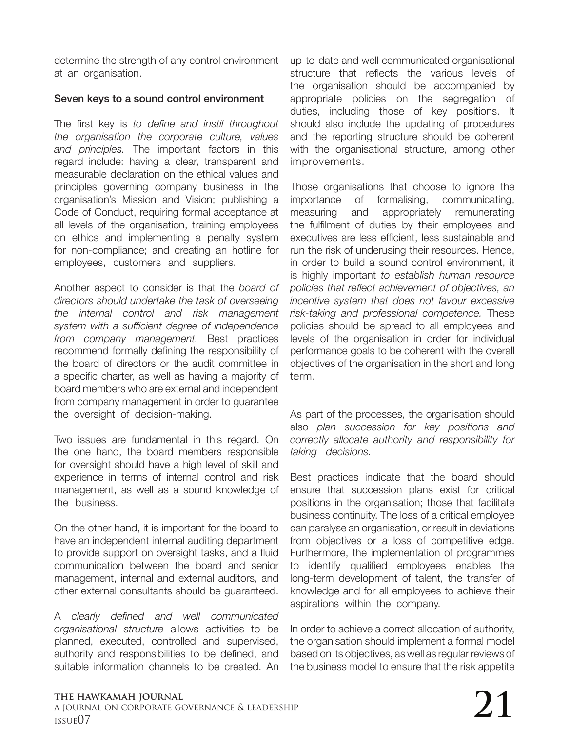determine the strength of any control environment at an organisation.

**Seven keys to a sound control environment**

The first key is *to define and instil throughout the organisation the corporate culture, values and principles.* The important factors in this regard include: having a clear, transparent and measurable declaration on the ethical values and principles governing company business in the organisation's Mission and Vision; publishing a Code of Conduct, requiring formal acceptance at all levels of the organisation, training employees on ethics and implementing a penalty system for non-compliance; and creating an hotline for employees, customers and suppliers.

Another aspect to consider is that the *board of directors should undertake the task of overseeing the internal control and risk management system with a sufficient degree of independence from company management.* Best practices recommend formally defining the responsibility of the board of directors or the audit committee in a specific charter, as well as having a majority of board members who are external and independent from company management in order to guarantee the oversight of decision-making.

Two issues are fundamental in this regard. On the one hand, the board members responsible for oversight should have a high level of skill and experience in terms of internal control and risk management, as well as a sound knowledge of the business.

On the other hand, it is important for the board to have an independent internal auditing department to provide support on oversight tasks, and a fluid communication between the board and senior management, internal and external auditors, and other external consultants should be guaranteed.

A *clearly defined and well communicated organisational structure* allows activities to be planned, executed, controlled and supervised, authority and responsibilities to be defined, and suitable information channels to be created. An up-to-date and well communicated organisational structure that reflects the various levels of the organisation should be accompanied by appropriate policies on the segregation of duties, including those of key positions. It should also include the updating of procedures and the reporting structure should be coherent with the organisational structure, among other improvements.

Those organisations that choose to ignore the importance of formalising, communicating, measuring and appropriately remunerating the fulfilment of duties by their employees and executives are less efficient, less sustainable and run the risk of underusing their resources. Hence, in order to build a sound control environment, it is highly important *to establish human resource policies that reflect achievement of objectives, an incentive system that does not favour excessive risk-taking and professional competence.* These policies should be spread to all employees and levels of the organisation in order for individual performance goals to be coherent with the overall objectives of the organisation in the short and long term.

As part of the processes, the organisation should also *plan succession for key positions and correctly allocate authority and responsibility for taking decisions.*

Best practices indicate that the board should ensure that succession plans exist for critical positions in the organisation; those that facilitate business continuity. The loss of a critical employee can paralyse an organisation, or result in deviations from objectives or a loss of competitive edge. Furthermore, the implementation of programmes to identify qualified employees enables the long-term development of talent, the transfer of knowledge and for all employees to achieve their aspirations within the company.

In order to achieve a correct allocation of authority, the organisation should implement a formal model based on its objectives, as well as regular reviews of the business model to ensure that the risk appetite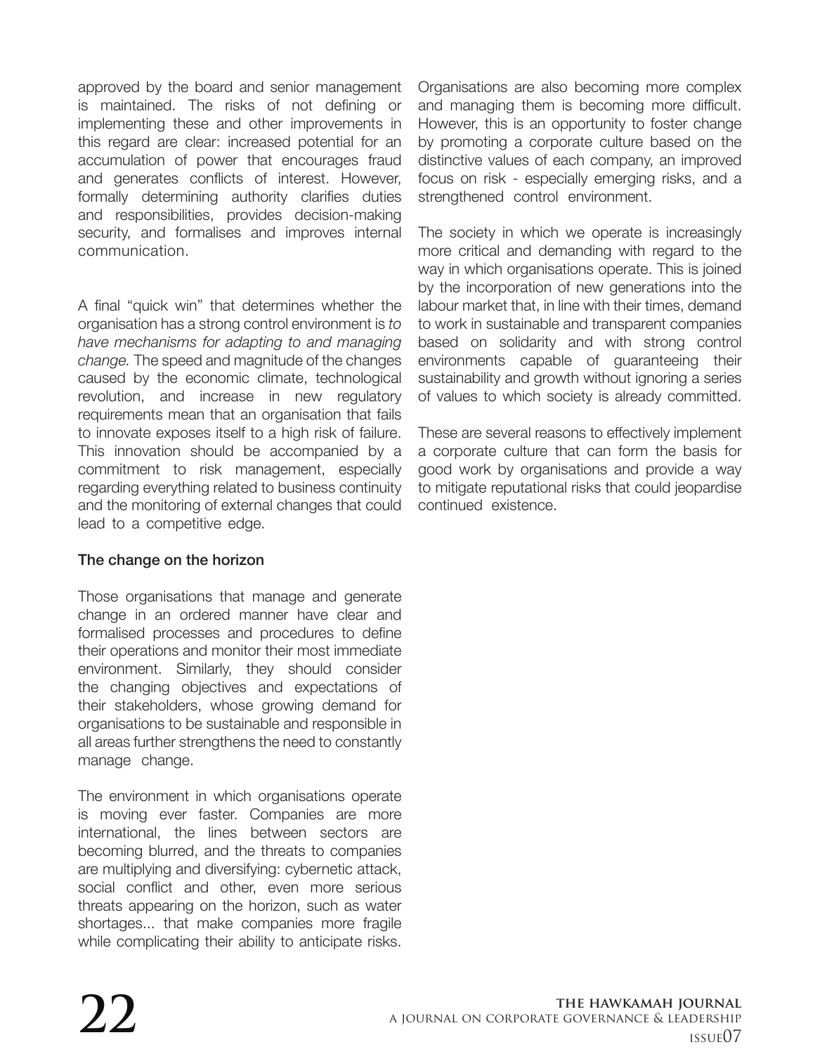approved by the board and senior management is maintained. The risks of not defining or implementing these and other improvements in this regard are clear: increased potential for an accumulation of power that encourages fraud and generates conflicts of interest. However, formally determining authority clarifies duties and responsibilities, provides decision-making security, and formalises and improves internal communication.

A final "quick win" that determines whether the organisation has a strong control environment is *to have mechanisms for adapting to and managing change.* The speed and magnitude of the changes caused by the economic climate, technological revolution, and increase in new regulatory requirements mean that an organisation that fails to innovate exposes itself to a high risk of failure. This innovation should be accompanied by a commitment to risk management, especially regarding everything related to business continuity and the monitoring of external changes that could lead to a competitive edge.

**The change on the horizon**

Those organisations that manage and generate change in an ordered manner have clear and formalised processes and procedures to define their operations and monitor their most immediate environment. Similarly, they should consider the changing objectives and expectations of their stakeholders, whose growing demand for organisations to be sustainable and responsible in all areas further strengthens the need to constantly manage change.

The environment in which organisations operate is moving ever faster. Companies are more international, the lines between sectors are becoming blurred, and the threats to companies are multiplying and diversifying: cybernetic attack, social conflict and other, even more serious threats appearing on the horizon, such as water shortages... that make companies more fragile while complicating their ability to anticipate risks. Organisations are also becoming more complex and managing them is becoming more difficult. However, this is an opportunity to foster change by promoting a corporate culture based on the distinctive values of each company, an improved focus on risk - especially emerging risks, and a strengthened control environment.

The society in which we operate is increasingly more critical and demanding with regard to the way in which organisations operate. This is joined by the incorporation of new generations into the labour market that, in line with their times, demand to work in sustainable and transparent companies based on solidarity and with strong control environments capable of guaranteeing their sustainability and growth without ignoring a series of values to which society is already committed.

These are several reasons to effectively implement a corporate culture that can form the basis for good work by organisations and provide a way to mitigate reputational risks that could jeopardise continued existence.